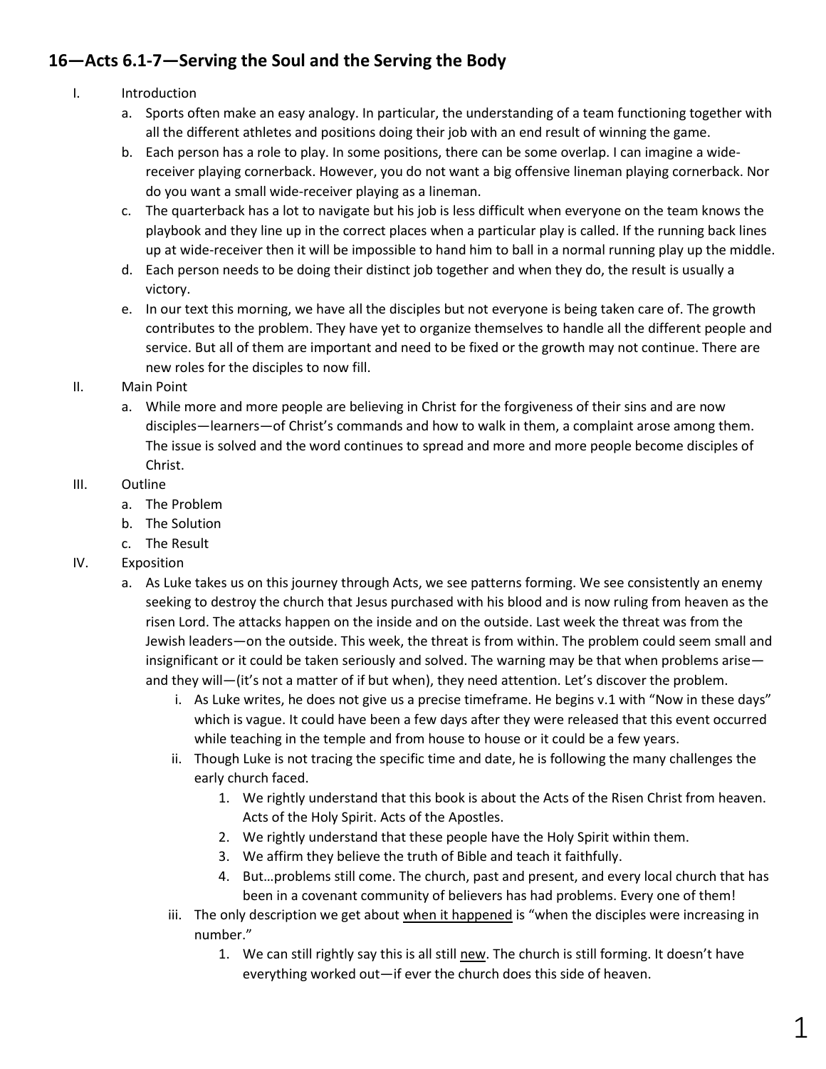## 16—Acts 6.1-7—Serving the Soul and the Serving the Body

I. Introduction
   a. Sports often make an easy analogy. In particular, the understanding of a team functioning together with all the different athletes and positions doing their job with an end result of winning the game.
   b. Each person has a role to play. In some positions, there can be some overlap. I can imagine a wide-receiver playing cornerback. However, you do not want a big offensive lineman playing cornerback. Nor do you want a small wide-receiver playing as a lineman.
   c. The quarterback has a lot to navigate but his job is less difficult when everyone on the team knows the playbook and they line up in the correct places when a particular play is called. If the running back lines up at wide-receiver then it will be impossible to hand him to ball in a normal running play up the middle.
   d. Each person needs to be doing their distinct job together and when they do, the result is usually a victory.
   e. In our text this morning, we have all the disciples but not everyone is being taken care of. The growth contributes to the problem. They have yet to organize themselves to handle all the different people and service. But all of them are important and need to be fixed or the growth may not continue. There are new roles for the disciples to now fill.

II. Main Point
   a. While more and more people are believing in Christ for the forgiveness of their sins and are now disciples—learners—of Christ's commands and how to walk in them, a complaint arose among them. The issue is solved and the word continues to spread and more and more people become disciples of Christ.

III. Outline
   a. The Problem
   b. The Solution
   c. The Result

IV. Exposition
   a. As Luke takes us on this journey through Acts, we see patterns forming. We see consistently an enemy seeking to destroy the church that Jesus purchased with his blood and is now ruling from heaven as the risen Lord. The attacks happen on the inside and on the outside. Last week the threat was from the Jewish leaders—on the outside. This week, the threat is from within. The problem could seem small and insignificant or it could be taken seriously and solved. The warning may be that when problems arise—and they will—(it's not a matter of if but when), they need attention. Let's discover the problem.
      i. As Luke writes, he does not give us a precise timeframe. He begins v.1 with "Now in these days" which is vague. It could have been a few days after they were released that this event occurred while teaching in the temple and from house to house or it could be a few years.
      ii. Though Luke is not tracing the specific time and date, he is following the many challenges the early church faced.
         1. We rightly understand that this book is about the Acts of the Risen Christ from heaven. Acts of the Holy Spirit. Acts of the Apostles.
         2. We rightly understand that these people have the Holy Spirit within them.
         3. We affirm they believe the truth of Bible and teach it faithfully.
         4. But…problems still come. The church, past and present, and every local church that has been in a covenant community of believers has had problems. Every one of them!
      iii. The only description we get about <u>when it happened</u> is "when the disciples were increasing in number."
         1. We can still rightly say this is all still <u>new</u>. The church is still forming. It doesn't have everything worked out—if ever the church does this side of heaven.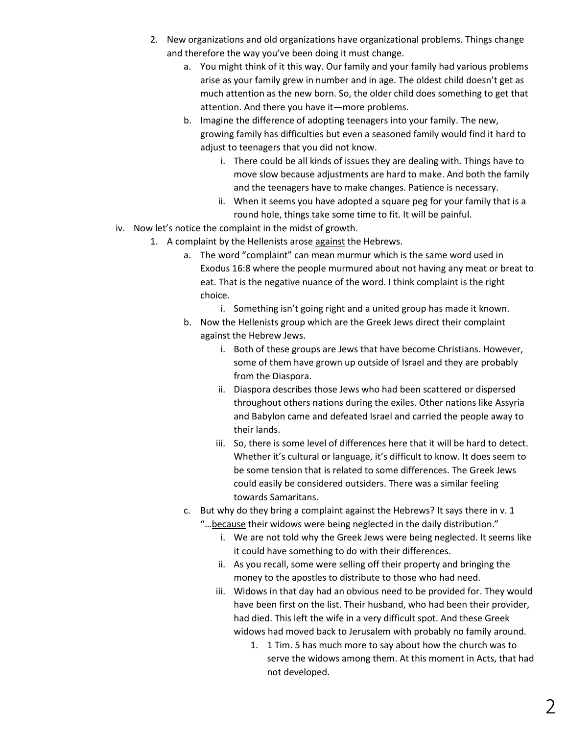2. New organizations and old organizations have organizational problems. Things change and therefore the way you've been doing it must change.
    a. You might think of it this way. Our family and your family had various problems arise as your family grew in number and in age. The oldest child doesn't get as much attention as the new born. So, the older child does something to get that attention. And there you have it—more problems.
    b. Imagine the difference of adopting teenagers into your family. The new, growing family has difficulties but even a seasoned family would find it hard to adjust to teenagers that you did not know.
        i. There could be all kinds of issues they are dealing with. Things have to move slow because adjustments are hard to make. And both the family and the teenagers have to make changes. Patience is necessary.
        ii. When it seems you have adopted a square peg for your family that is a round hole, things take some time to fit. It will be painful.

iv. Now let's <u>notice the complaint</u> in the midst of growth.

1. A complaint by the Hellenists arose <u>against</u> the Hebrews.
    a. The word "complaint" can mean murmur which is the same word used in Exodus 16:8 where the people murmured about not having any meat or breat to eat. That is the negative nuance of the word. I think complaint is the right choice.
        i. Something isn't going right and a united group has made it known.
    b. Now the Hellenists group which are the Greek Jews direct their complaint against the Hebrew Jews.
        i. Both of these groups are Jews that have become Christians. However, some of them have grown up outside of Israel and they are probably from the Diaspora.
        ii. Diaspora describes those Jews who had been scattered or dispersed throughout others nations during the exiles. Other nations like Assyria and Babylon came and defeated Israel and carried the people away to their lands.
        iii. So, there is some level of differences here that it will be hard to detect. Whether it's cultural or language, it's difficult to know. It does seem to be some tension that is related to some differences. The Greek Jews could easily be considered outsiders. There was a similar feeling towards Samaritans.
    c. But why do they bring a complaint against the Hebrews? It says there in v. 1 "…<u>because</u> their widows were being neglected in the daily distribution."
        i. We are not told why the Greek Jews were being neglected. It seems like it could have something to do with their differences.
        ii. As you recall, some were selling off their property and bringing the money to the apostles to distribute to those who had need.
        iii. Widows in that day had an obvious need to be provided for. They would have been first on the list. Their husband, who had been their provider, had died. This left the wife in a very difficult spot. And these Greek widows had moved back to Jerusalem with probably no family around.
            1. 1 Tim. 5 has much more to say about how the church was to serve the widows among them. At this moment in Acts, that had not developed.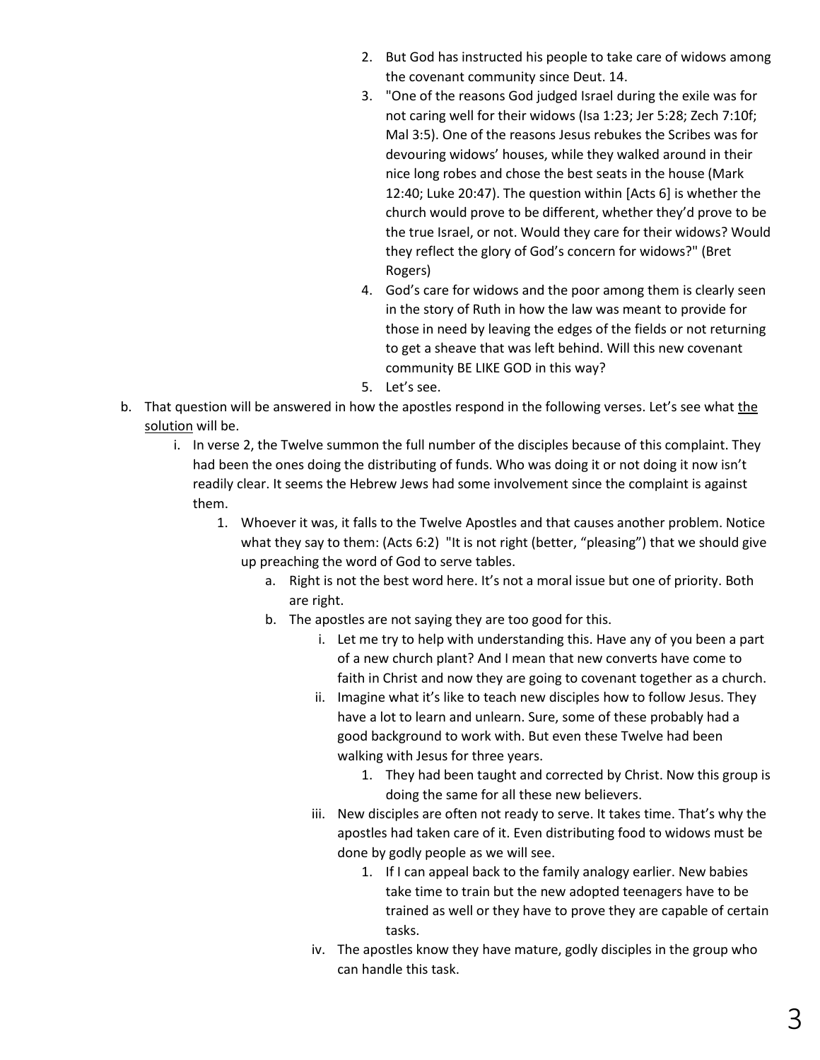2. But God has instructed his people to take care of widows among the covenant community since Deut. 14.
3. "One of the reasons God judged Israel during the exile was for not caring well for their widows (Isa 1:23; Jer 5:28; Zech 7:10f; Mal 3:5). One of the reasons Jesus rebukes the Scribes was for devouring widows' houses, while they walked around in their nice long robes and chose the best seats in the house (Mark 12:40; Luke 20:47). The question within [Acts 6] is whether the church would prove to be different, whether they'd prove to be the true Israel, or not. Would they care for their widows? Would they reflect the glory of God's concern for widows?" (Bret Rogers)
4. God's care for widows and the poor among them is clearly seen in the story of Ruth in how the law was meant to provide for those in need by leaving the edges of the fields or not returning to get a sheave that was left behind. Will this new covenant community BE LIKE GOD in this way?
5. Let's see.

b. That question will be answered in how the apostles respond in the following verses. Let's see what <u>the solution</u> will be.
   i. In verse 2, the Twelve summon the full number of the disciples because of this complaint. They had been the ones doing the distributing of funds. Who was doing it or not doing it now isn't readily clear. It seems the Hebrew Jews had some involvement since the complaint is against them.
      1. Whoever it was, it falls to the Twelve Apostles and that causes another problem. Notice what they say to them: (Acts 6:2) "It is not right (better, "pleasing") that we should give up preaching the word of God to serve tables.
         a. Right is not the best word here. It's not a moral issue but one of priority. Both are right.
         b. The apostles are not saying they are too good for this.
            i. Let me try to help with understanding this. Have any of you been a part of a new church plant? And I mean that new converts have come to faith in Christ and now they are going to covenant together as a church.
            ii. Imagine what it's like to teach new disciples how to follow Jesus. They have a lot to learn and unlearn. Sure, some of these probably had a good background to work with. But even these Twelve had been walking with Jesus for three years.
               1. They had been taught and corrected by Christ. Now this group is doing the same for all these new believers.
            iii. New disciples are often not ready to serve. It takes time. That's why the apostles had taken care of it. Even distributing food to widows must be done by godly people as we will see.
               1. If I can appeal back to the family analogy earlier. New babies take time to train but the new adopted teenagers have to be trained as well or they have to prove they are capable of certain tasks.
            iv. The apostles know they have mature, godly disciples in the group who can handle this task.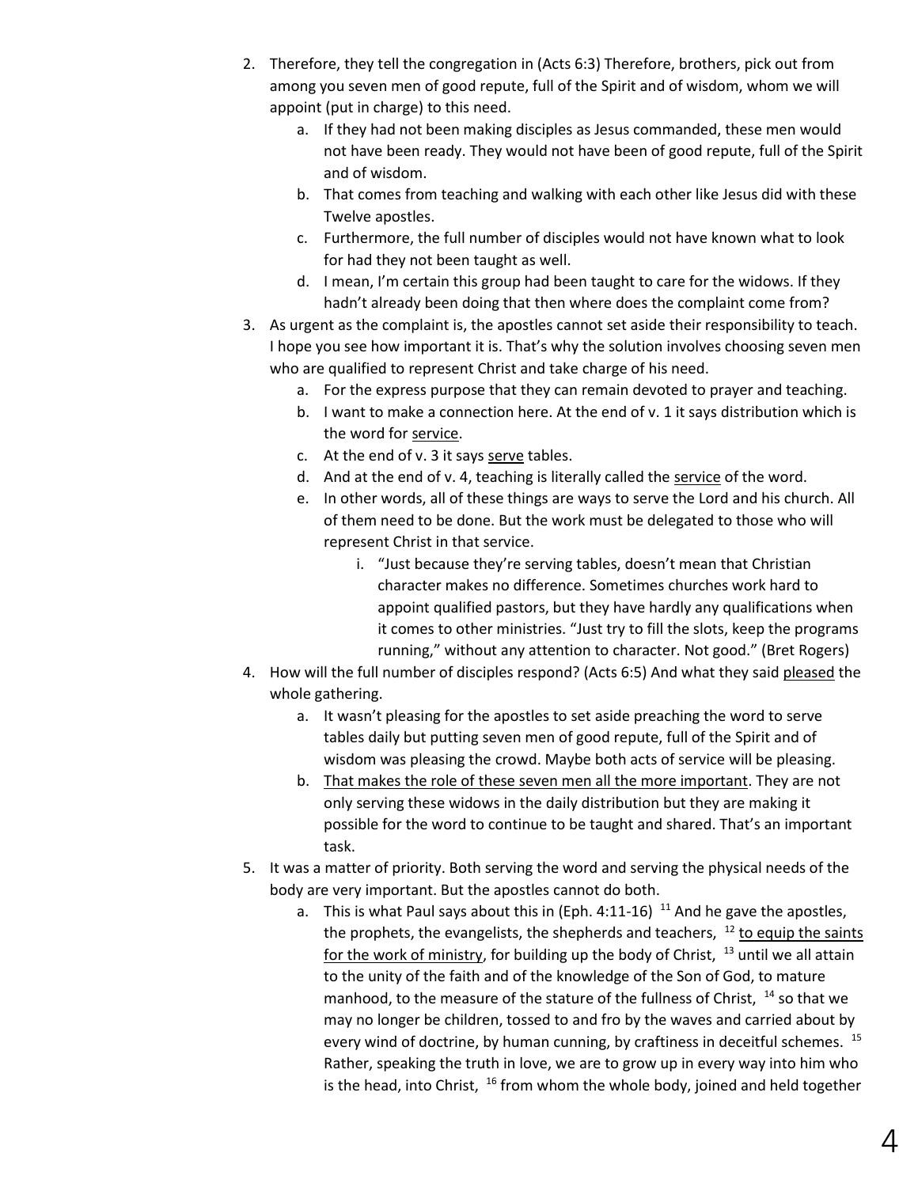2. Therefore, they tell the congregation in (Acts 6:3) Therefore, brothers, pick out from among you seven men of good repute, full of the Spirit and of wisdom, whom we will appoint (put in charge) to this need.
    a. If they had not been making disciples as Jesus commanded, these men would not have been ready. They would not have been of good repute, full of the Spirit and of wisdom.
    b. That comes from teaching and walking with each other like Jesus did with these Twelve apostles.
    c. Furthermore, the full number of disciples would not have known what to look for had they not been taught as well.
    d. I mean, I'm certain this group had been taught to care for the widows. If they hadn't already been doing that then where does the complaint come from?
3. As urgent as the complaint is, the apostles cannot set aside their responsibility to teach. I hope you see how important it is. That's why the solution involves choosing seven men who are qualified to represent Christ and take charge of his need.
    a. For the express purpose that they can remain devoted to prayer and teaching.
    b. I want to make a connection here. At the end of v. 1 it says distribution which is the word for <u>service</u>.
    c. At the end of v. 3 it says <u>serve</u> tables.
    d. And at the end of v. 4, teaching is literally called the <u>service</u> of the word.
    e. In other words, all of these things are ways to serve the Lord and his church. All of them need to be done. But the work must be delegated to those who will represent Christ in that service.
        i. "Just because they're serving tables, doesn't mean that Christian character makes no difference. Sometimes churches work hard to appoint qualified pastors, but they have hardly any qualifications when it comes to other ministries. "Just try to fill the slots, keep the programs running," without any attention to character. Not good." (Bret Rogers)
4. How will the full number of disciples respond? (Acts 6:5) And what they said <u>pleased</u> the whole gathering.
    a. It wasn't pleasing for the apostles to set aside preaching the word to serve tables daily but putting seven men of good repute, full of the Spirit and of wisdom was pleasing the crowd. Maybe both acts of service will be pleasing.
    b. <u>That makes the role of these seven men all the more important</u>. They are not only serving these widows in the daily distribution but they are making it possible for the word to continue to be taught and shared. That's an important task.
5. It was a matter of priority. Both serving the word and serving the physical needs of the body are very important. But the apostles cannot do both.
    a. This is what Paul says about this in (Eph. 4:11-16) [11] And he gave the apostles, the prophets, the evangelists, the shepherds and teachers, [12] <u>to equip the saints for the work of ministry</u>, for building up the body of Christ, [13] until we all attain to the unity of the faith and of the knowledge of the Son of God, to mature manhood, to the measure of the stature of the fullness of Christ, [14] so that we may no longer be children, tossed to and fro by the waves and carried about by every wind of doctrine, by human cunning, by craftiness in deceitful schemes. [15] Rather, speaking the truth in love, we are to grow up in every way into him who is the head, into Christ, [16] from whom the whole body, joined and held together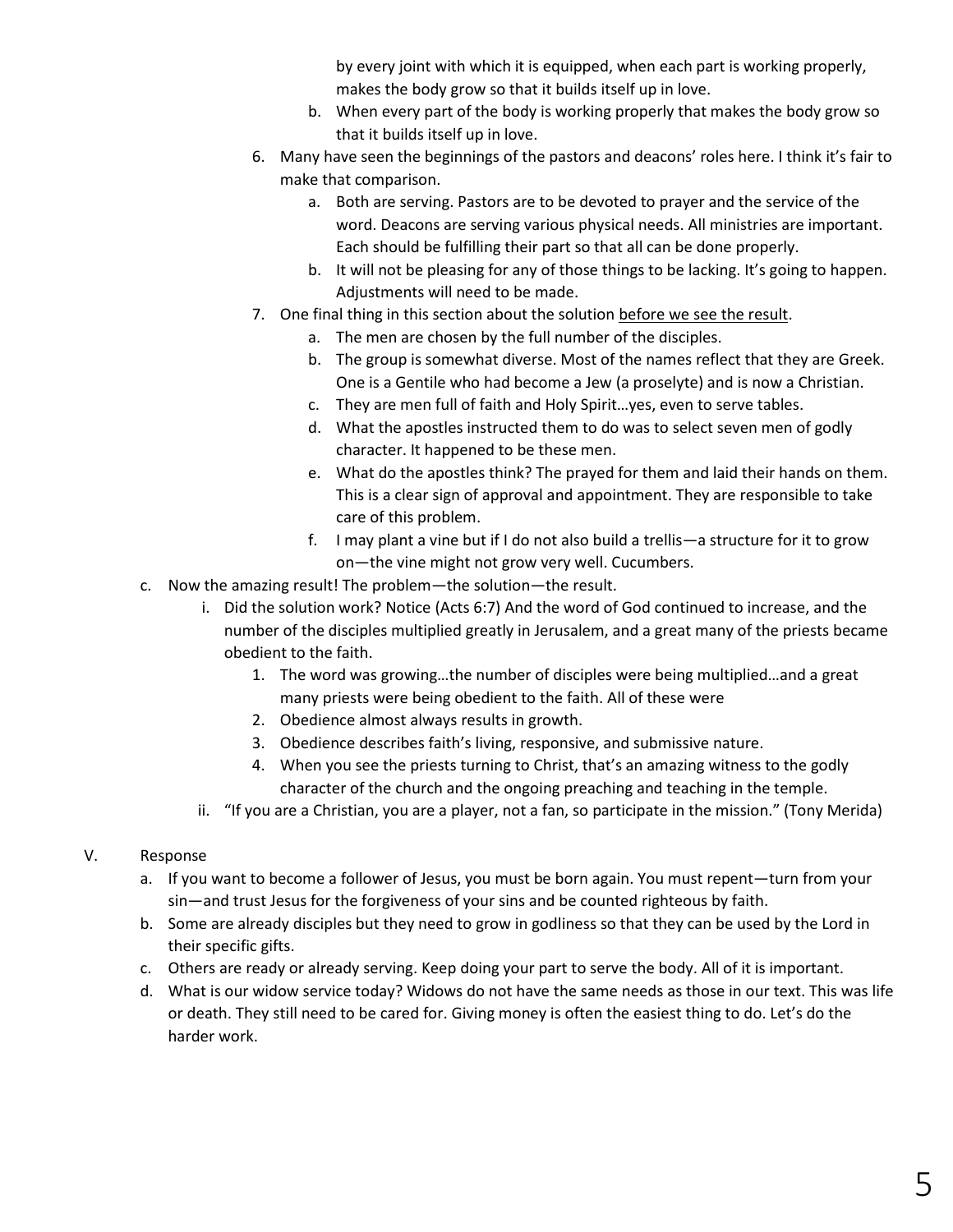by every joint with which it is equipped, when each part is working properly, makes the body grow so that it builds itself up in love.

   b. When every part of the body is working properly that makes the body grow so that it builds itself up in love.

6. Many have seen the beginnings of the pastors and deacons' roles here. I think it's fair to make that comparison.
   a. Both are serving. Pastors are to be devoted to prayer and the service of the word. Deacons are serving various physical needs. All ministries are important. Each should be fulfilling their part so that all can be done properly.
   b. It will not be pleasing for any of those things to be lacking. It's going to happen. Adjustments will need to be made.
7. One final thing in this section about the solution <u>before we see the result</u>.
   a. The men are chosen by the full number of the disciples.
   b. The group is somewhat diverse. Most of the names reflect that they are Greek. One is a Gentile who had become a Jew (a proselyte) and is now a Christian.
   c. They are men full of faith and Holy Spirit…yes, even to serve tables.
   d. What the apostles instructed them to do was to select seven men of godly character. It happened to be these men.
   e. What do the apostles think? The prayed for them and laid their hands on them. This is a clear sign of approval and appointment. They are responsible to take care of this problem.
   f. I may plant a vine but if I do not also build a trellis—a structure for it to grow on—the vine might not grow very well. Cucumbers.

c. Now the amazing result! The problem—the solution—the result.
   i. Did the solution work? Notice (Acts 6:7) And the word of God continued to increase, and the number of the disciples multiplied greatly in Jerusalem, and a great many of the priests became obedient to the faith.
      1. The word was growing…the number of disciples were being multiplied…and a great many priests were being obedient to the faith. All of these were
      2. Obedience almost always results in growth.
      3. Obedience describes faith's living, responsive, and submissive nature.
      4. When you see the priests turning to Christ, that's an amazing witness to the godly character of the church and the ongoing preaching and teaching in the temple.
   ii. "If you are a Christian, you are a player, not a fan, so participate in the mission." (Tony Merida)

V. Response
   a. If you want to become a follower of Jesus, you must be born again. You must repent—turn from your sin—and trust Jesus for the forgiveness of your sins and be counted righteous by faith.
   b. Some are already disciples but they need to grow in godliness so that they can be used by the Lord in their specific gifts.
   c. Others are ready or already serving. Keep doing your part to serve the body. All of it is important.
   d. What is our widow service today? Widows do not have the same needs as those in our text. This was life or death. They still need to be cared for. Giving money is often the easiest thing to do. Let's do the harder work.